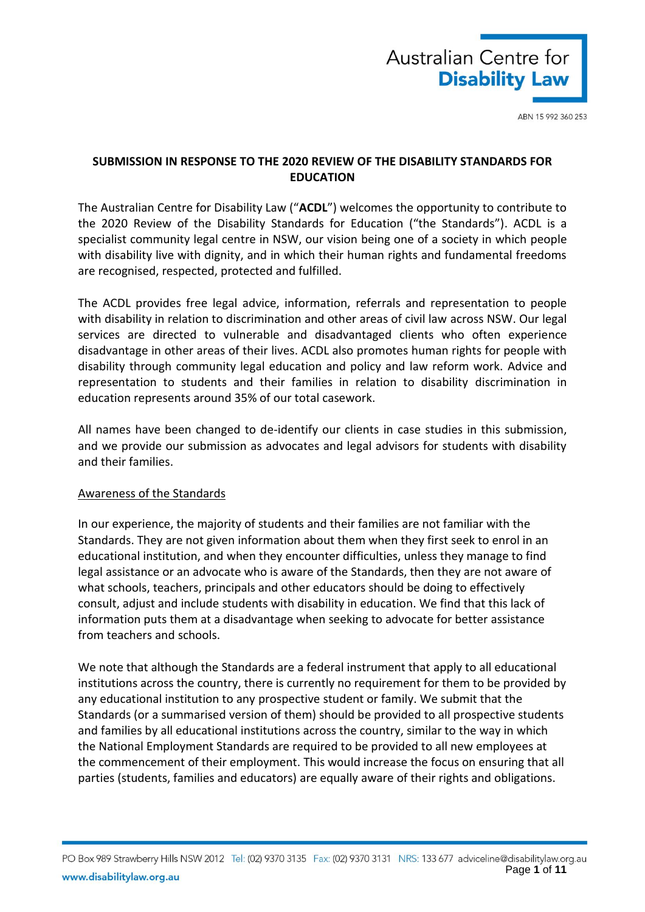Australian Centre for **Disability Law**

ABN 15 992 360 253

**SUBMISSION IN RESPONSE TO THE 2020 REVIEW OF THE DISABILITY STANDARDS FOR EDUCATION**

The Australian Centre for Disability Law ("**ACDL**") welcomes the opportunity to contribute to the 2020 Review of the Disability Standards for Education ("the Standards"). ACDL is a specialist community legal centre in NSW, our vision being one of a society in which people with disability live with dignity, and in which their human rights and fundamental freedoms are recognised, respected, protected and fulfilled.

The ACDL provides free legal advice, information, referrals and representation to people with disability in relation to discrimination and other areas of civil law across NSW. Our legal services are directed to vulnerable and disadvantaged clients who often experience disadvantage in other areas of their lives. ACDL also promotes human rights for people with disability through community legal education and policy and law reform work. Advice and representation to students and their families in relation to disability discrimination in education represents around 35% of our total casework.

All names have been changed to de-identify our clients in case studies in this submission, and we provide our submission as advocates and legal advisors for students with disability and their families.

<u>Awareness of the Standards</u>

In our experience, the majority of students and their families are not familiar with the Standards. They are not given information about them when they first seek to enrol in an educational institution, and when they encounter difficulties, unless they manage to find legal assistance or an advocate who is aware of the Standards, then they are not aware of what schools, teachers, principals and other educators should be doing to effectively consult, adjust and include students with disability in education. We find that this lack of information puts them at a disadvantage when seeking to advocate for better assistance from teachers and schools.

We note that although the Standards are a federal instrument that apply to all educational institutions across the country, there is currently no requirement for them to be provided by any educational institution to any prospective student or family. We submit that the Standards (or a summarised version of them) should be provided to all prospective students and families by all educational institutions across the country, similar to the way in which the National Employment Standards are required to be provided to all new employees at the commencement of their employment. This would increase the focus on ensuring that all parties (students, families and educators) are equally aware of their rights and obligations.

PO Box 989 Strawberry Hills NSW 2012 Tel: (02) 9370 3135 Fax: (02) 9370 3131 NRS: 133 677 adviceline@disabilitylaw.org.au
www.disabilitylaw.org.au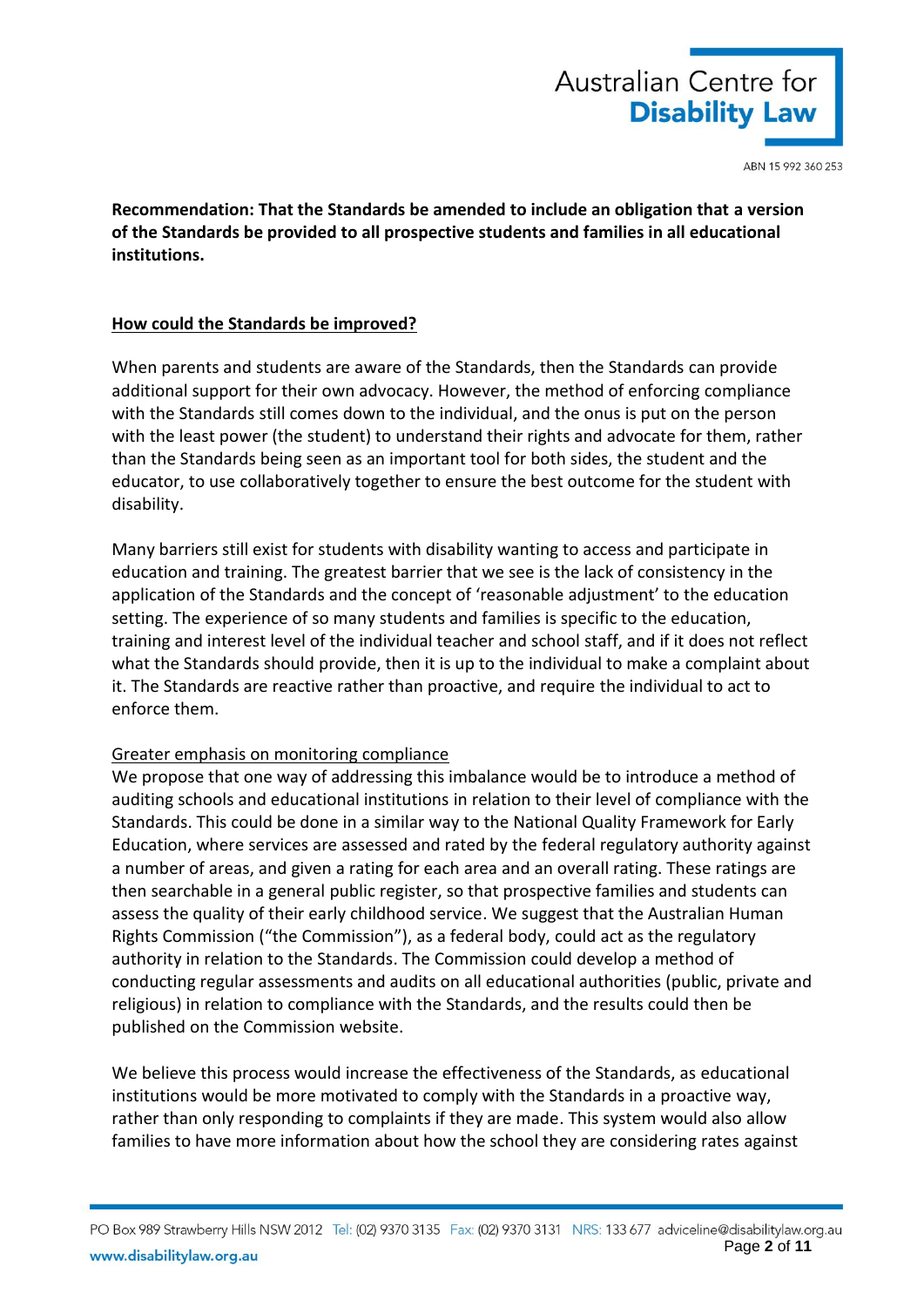**Recommendation: That the Standards be amended to include an obligation that a version of the Standards be provided to all prospective students and families in all educational institutions.**

## How could the Standards be improved?

When parents and students are aware of the Standards, then the Standards can provide additional support for their own advocacy. However, the method of enforcing compliance with the Standards still comes down to the individual, and the onus is put on the person with the least power (the student) to understand their rights and advocate for them, rather than the Standards being seen as an important tool for both sides, the student and the educator, to use collaboratively together to ensure the best outcome for the student with disability.

Many barriers still exist for students with disability wanting to access and participate in education and training. The greatest barrier that we see is the lack of consistency in the application of the Standards and the concept of 'reasonable adjustment' to the education setting. The experience of so many students and families is specific to the education, training and interest level of the individual teacher and school staff, and if it does not reflect what the Standards should provide, then it is up to the individual to make a complaint about it. The Standards are reactive rather than proactive, and require the individual to act to enforce them.

### Greater emphasis on monitoring compliance

We propose that one way of addressing this imbalance would be to introduce a method of auditing schools and educational institutions in relation to their level of compliance with the Standards. This could be done in a similar way to the National Quality Framework for Early Education, where services are assessed and rated by the federal regulatory authority against a number of areas, and given a rating for each area and an overall rating. These ratings are then searchable in a general public register, so that prospective families and students can assess the quality of their early childhood service. We suggest that the Australian Human Rights Commission ("the Commission"), as a federal body, could act as the regulatory authority in relation to the Standards. The Commission could develop a method of conducting regular assessments and audits on all educational authorities (public, private and religious) in relation to compliance with the Standards, and the results could then be published on the Commission website.

We believe this process would increase the effectiveness of the Standards, as educational institutions would be more motivated to comply with the Standards in a proactive way, rather than only responding to complaints if they are made. This system would also allow families to have more information about how the school they are considering rates against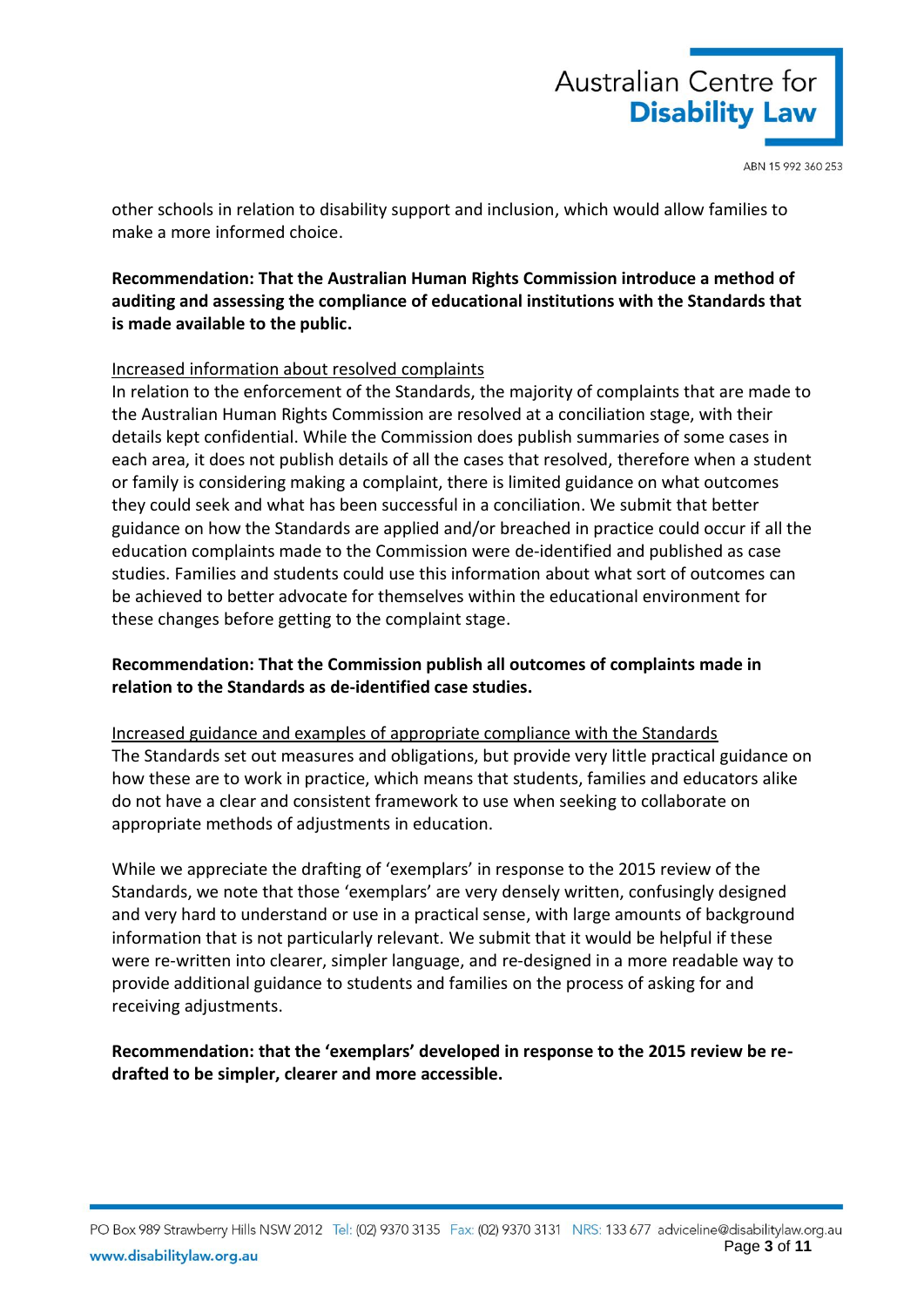other schools in relation to disability support and inclusion, which would allow families to make a more informed choice.

**Recommendation: That the Australian Human Rights Commission introduce a method of auditing and assessing the compliance of educational institutions with the Standards that is made available to the public.**

<u>Increased information about resolved complaints</u>

In relation to the enforcement of the Standards, the majority of complaints that are made to the Australian Human Rights Commission are resolved at a conciliation stage, with their details kept confidential. While the Commission does publish summaries of some cases in each area, it does not publish details of all the cases that resolved, therefore when a student or family is considering making a complaint, there is limited guidance on what outcomes they could seek and what has been successful in a conciliation. We submit that better guidance on how the Standards are applied and/or breached in practice could occur if all the education complaints made to the Commission were de-identified and published as case studies. Families and students could use this information about what sort of outcomes can be achieved to better advocate for themselves within the educational environment for these changes before getting to the complaint stage.

**Recommendation: That the Commission publish all outcomes of complaints made in relation to the Standards as de-identified case studies.**

<u>Increased guidance and examples of appropriate compliance with the Standards</u>

The Standards set out measures and obligations, but provide very little practical guidance on how these are to work in practice, which means that students, families and educators alike do not have a clear and consistent framework to use when seeking to collaborate on appropriate methods of adjustments in education.

While we appreciate the drafting of 'exemplars' in response to the 2015 review of the Standards, we note that those 'exemplars' are very densely written, confusingly designed and very hard to understand or use in a practical sense, with large amounts of background information that is not particularly relevant. We submit that it would be helpful if these were re-written into clearer, simpler language, and re-designed in a more readable way to provide additional guidance to students and families on the process of asking for and receiving adjustments.

**Recommendation: that the 'exemplars' developed in response to the 2015 review be re-drafted to be simpler, clearer and more accessible.**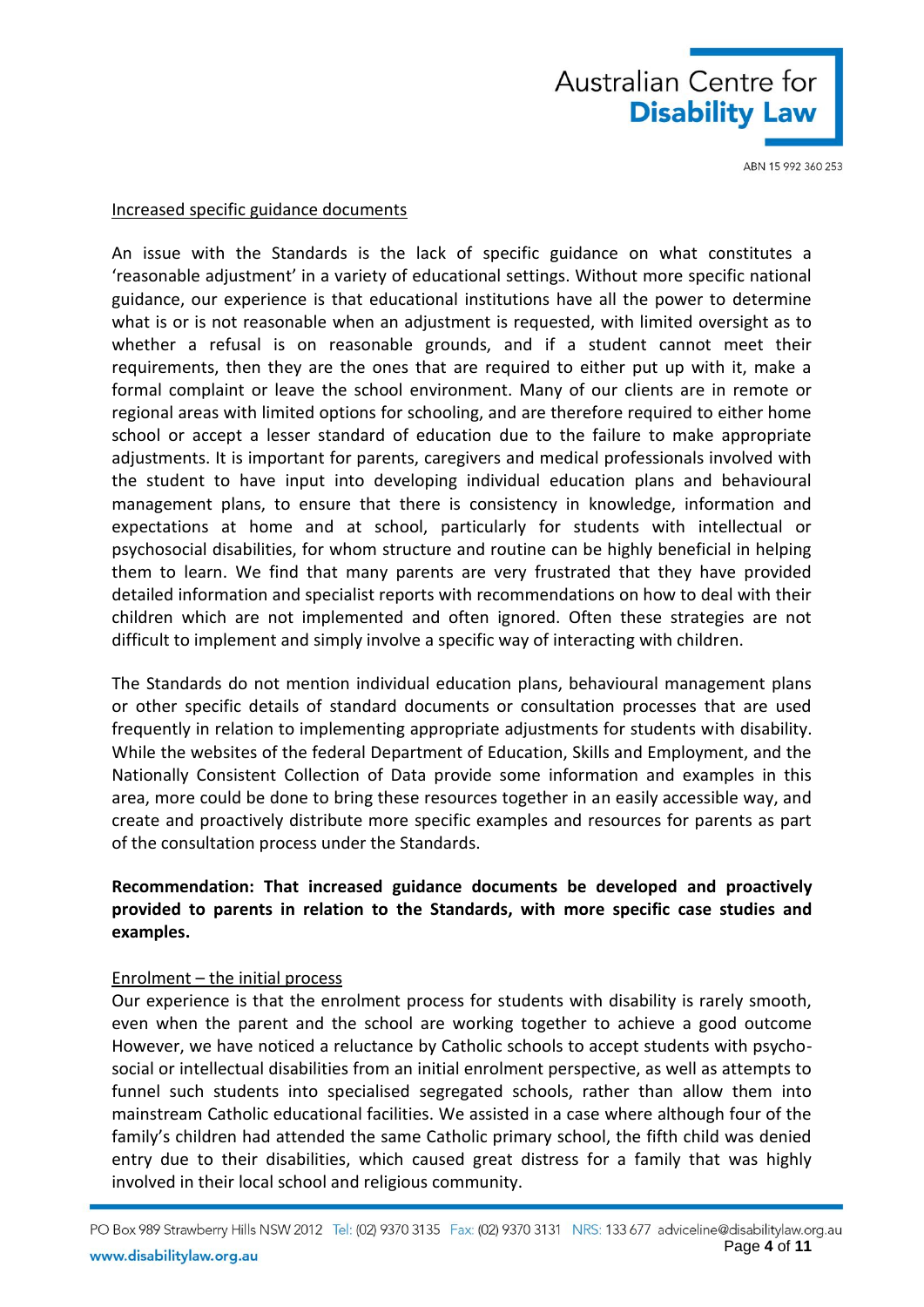Increased specific guidance documents

An issue with the Standards is the lack of specific guidance on what constitutes a 'reasonable adjustment' in a variety of educational settings. Without more specific national guidance, our experience is that educational institutions have all the power to determine what is or is not reasonable when an adjustment is requested, with limited oversight as to whether a refusal is on reasonable grounds, and if a student cannot meet their requirements, then they are the ones that are required to either put up with it, make a formal complaint or leave the school environment. Many of our clients are in remote or regional areas with limited options for schooling, and are therefore required to either home school or accept a lesser standard of education due to the failure to make appropriate adjustments. It is important for parents, caregivers and medical professionals involved with the student to have input into developing individual education plans and behavioural management plans, to ensure that there is consistency in knowledge, information and expectations at home and at school, particularly for students with intellectual or psychosocial disabilities, for whom structure and routine can be highly beneficial in helping them to learn. We find that many parents are very frustrated that they have provided detailed information and specialist reports with recommendations on how to deal with their children which are not implemented and often ignored. Often these strategies are not difficult to implement and simply involve a specific way of interacting with children.

The Standards do not mention individual education plans, behavioural management plans or other specific details of standard documents or consultation processes that are used frequently in relation to implementing appropriate adjustments for students with disability. While the websites of the federal Department of Education, Skills and Employment, and the Nationally Consistent Collection of Data provide some information and examples in this area, more could be done to bring these resources together in an easily accessible way, and create and proactively distribute more specific examples and resources for parents as part of the consultation process under the Standards.

**Recommendation: That increased guidance documents be developed and proactively provided to parents in relation to the Standards, with more specific case studies and examples.**

Enrolment – the initial process

Our experience is that the enrolment process for students with disability is rarely smooth, even when the parent and the school are working together to achieve a good outcome However, we have noticed a reluctance by Catholic schools to accept students with psycho-social or intellectual disabilities from an initial enrolment perspective, as well as attempts to funnel such students into specialised segregated schools, rather than allow them into mainstream Catholic educational facilities. We assisted in a case where although four of the family's children had attended the same Catholic primary school, the fifth child was denied entry due to their disabilities, which caused great distress for a family that was highly involved in their local school and religious community.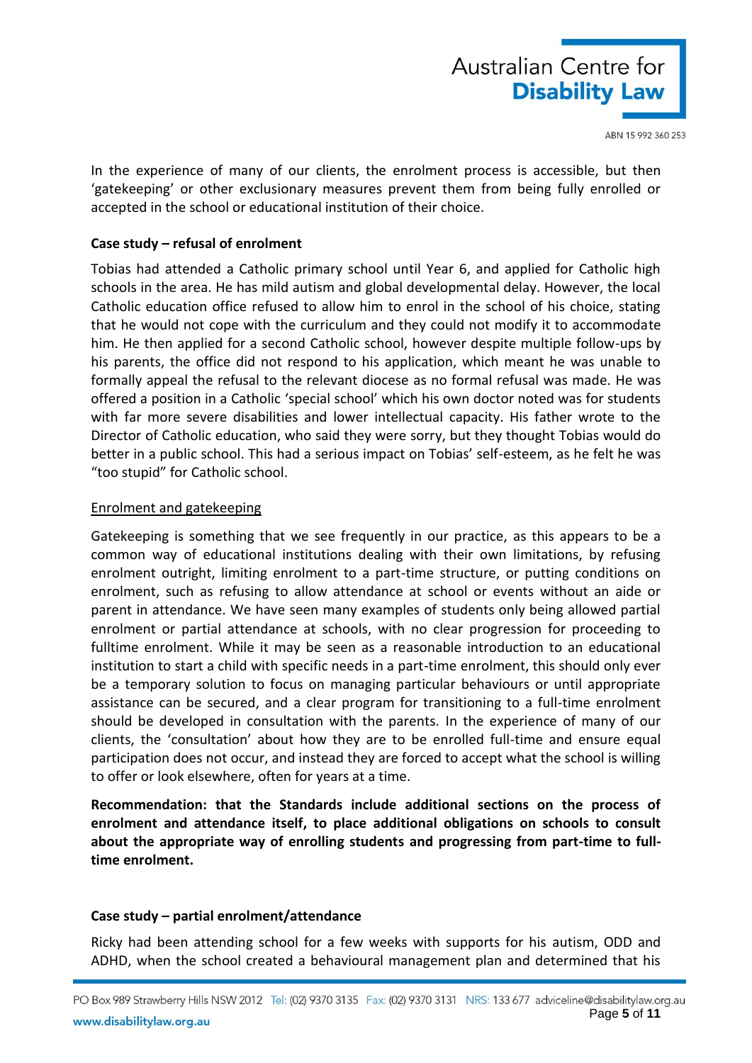In the experience of many of our clients, the enrolment process is accessible, but then 'gatekeeping' or other exclusionary measures prevent them from being fully enrolled or accepted in the school or educational institution of their choice.

**Case study – refusal of enrolment**

Tobias had attended a Catholic primary school until Year 6, and applied for Catholic high schools in the area. He has mild autism and global developmental delay. However, the local Catholic education office refused to allow him to enrol in the school of his choice, stating that he would not cope with the curriculum and they could not modify it to accommodate him. He then applied for a second Catholic school, however despite multiple follow-ups by his parents, the office did not respond to his application, which meant he was unable to formally appeal the refusal to the relevant diocese as no formal refusal was made. He was offered a position in a Catholic 'special school' which his own doctor noted was for students with far more severe disabilities and lower intellectual capacity. His father wrote to the Director of Catholic education, who said they were sorry, but they thought Tobias would do better in a public school. This had a serious impact on Tobias' self-esteem, as he felt he was "too stupid" for Catholic school.

<u>Enrolment and gatekeeping</u>

Gatekeeping is something that we see frequently in our practice, as this appears to be a common way of educational institutions dealing with their own limitations, by refusing enrolment outright, limiting enrolment to a part-time structure, or putting conditions on enrolment, such as refusing to allow attendance at school or events without an aide or parent in attendance. We have seen many examples of students only being allowed partial enrolment or partial attendance at schools, with no clear progression for proceeding to fulltime enrolment. While it may be seen as a reasonable introduction to an educational institution to start a child with specific needs in a part-time enrolment, this should only ever be a temporary solution to focus on managing particular behaviours or until appropriate assistance can be secured, and a clear program for transitioning to a full-time enrolment should be developed in consultation with the parents. In the experience of many of our clients, the 'consultation' about how they are to be enrolled full-time and ensure equal participation does not occur, and instead they are forced to accept what the school is willing to offer or look elsewhere, often for years at a time.

**Recommendation: that the Standards include additional sections on the process of enrolment and attendance itself, to place additional obligations on schools to consult about the appropriate way of enrolling students and progressing from part-time to full-time enrolment.**

**Case study – partial enrolment/attendance**

Ricky had been attending school for a few weeks with supports for his autism, ODD and ADHD, when the school created a behavioural management plan and determined that his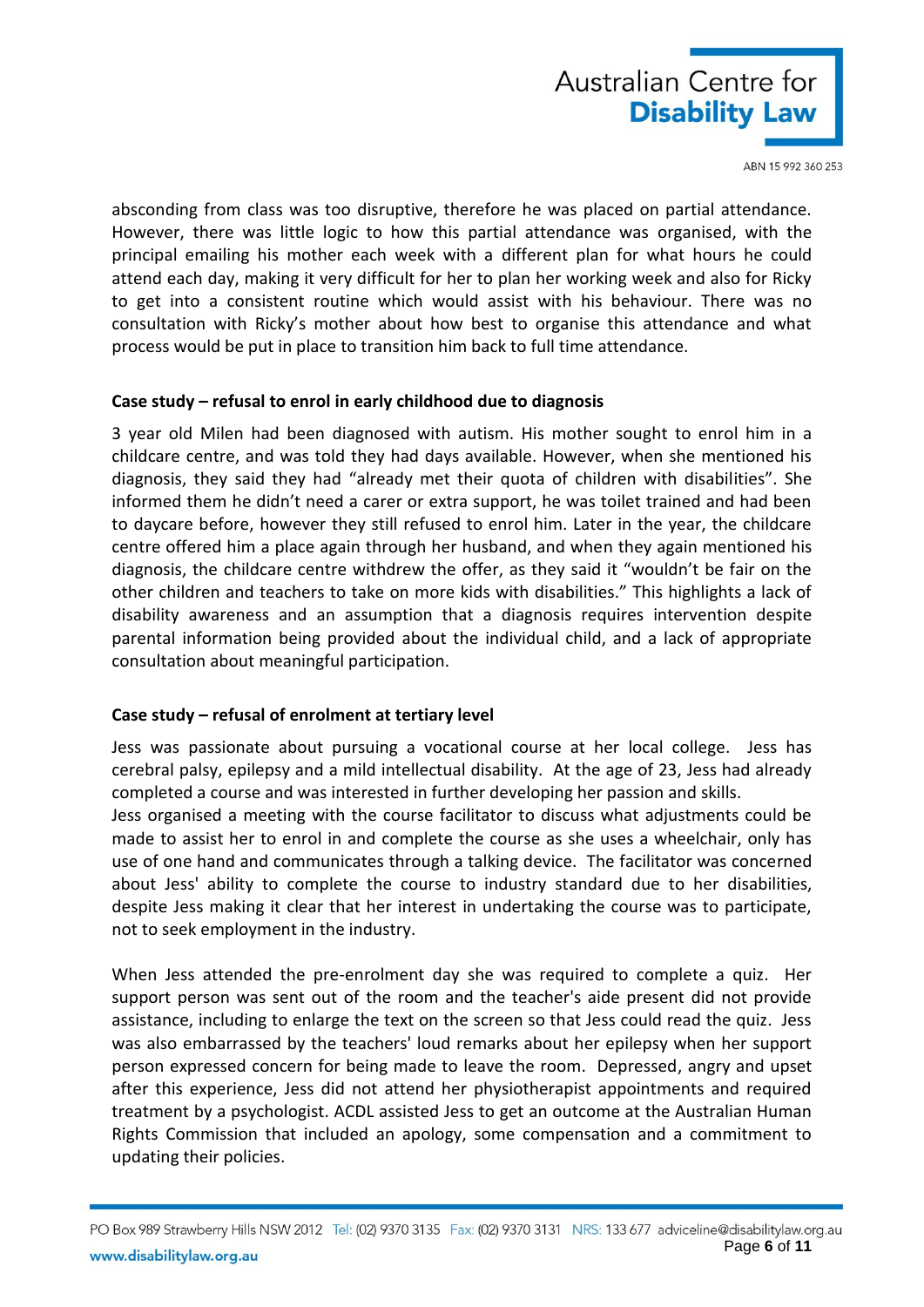absconding from class was too disruptive, therefore he was placed on partial attendance. However, there was little logic to how this partial attendance was organised, with the principal emailing his mother each week with a different plan for what hours he could attend each day, making it very difficult for her to plan her working week and also for Ricky to get into a consistent routine which would assist with his behaviour. There was no consultation with Ricky's mother about how best to organise this attendance and what process would be put in place to transition him back to full time attendance.

**Case study – refusal to enrol in early childhood due to diagnosis**

3 year old Milen had been diagnosed with autism. His mother sought to enrol him in a childcare centre, and was told they had days available. However, when she mentioned his diagnosis, they said they had "already met their quota of children with disabilities". She informed them he didn't need a carer or extra support, he was toilet trained and had been to daycare before, however they still refused to enrol him. Later in the year, the childcare centre offered him a place again through her husband, and when they again mentioned his diagnosis, the childcare centre withdrew the offer, as they said it "wouldn't be fair on the other children and teachers to take on more kids with disabilities." This highlights a lack of disability awareness and an assumption that a diagnosis requires intervention despite parental information being provided about the individual child, and a lack of appropriate consultation about meaningful participation.

**Case study – refusal of enrolment at tertiary level**

Jess was passionate about pursuing a vocational course at her local college. Jess has cerebral palsy, epilepsy and a mild intellectual disability. At the age of 23, Jess had already completed a course and was interested in further developing her passion and skills.

Jess organised a meeting with the course facilitator to discuss what adjustments could be made to assist her to enrol in and complete the course as she uses a wheelchair, only has use of one hand and communicates through a talking device. The facilitator was concerned about Jess' ability to complete the course to industry standard due to her disabilities, despite Jess making it clear that her interest in undertaking the course was to participate, not to seek employment in the industry.

When Jess attended the pre-enrolment day she was required to complete a quiz. Her support person was sent out of the room and the teacher's aide present did not provide assistance, including to enlarge the text on the screen so that Jess could read the quiz. Jess was also embarrassed by the teachers' loud remarks about her epilepsy when her support person expressed concern for being made to leave the room. Depressed, angry and upset after this experience, Jess did not attend her physiotherapist appointments and required treatment by a psychologist. ACDL assisted Jess to get an outcome at the Australian Human Rights Commission that included an apology, some compensation and a commitment to updating their policies.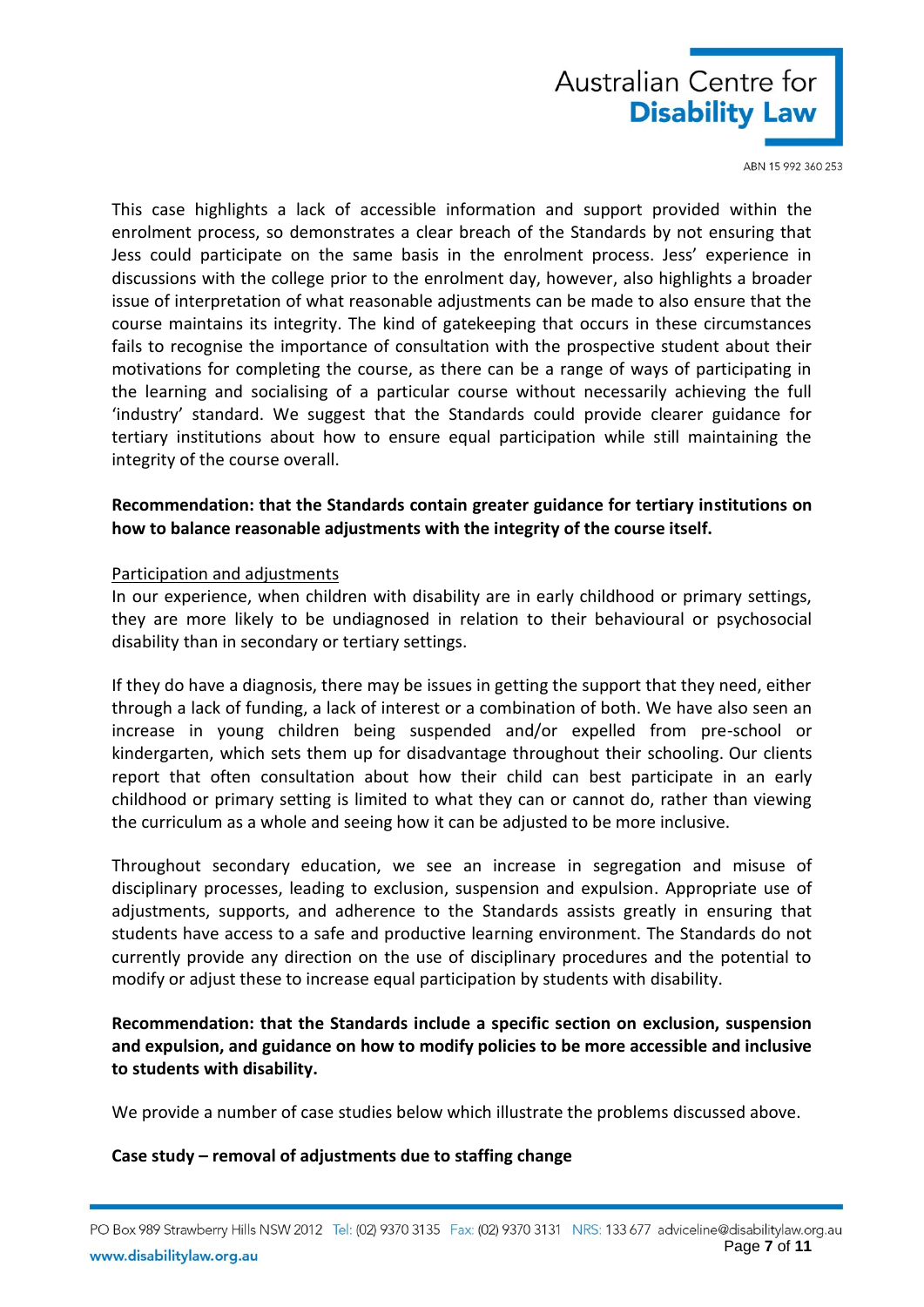This case highlights a lack of accessible information and support provided within the enrolment process, so demonstrates a clear breach of the Standards by not ensuring that Jess could participate on the same basis in the enrolment process. Jess' experience in discussions with the college prior to the enrolment day, however, also highlights a broader issue of interpretation of what reasonable adjustments can be made to also ensure that the course maintains its integrity. The kind of gatekeeping that occurs in these circumstances fails to recognise the importance of consultation with the prospective student about their motivations for completing the course, as there can be a range of ways of participating in the learning and socialising of a particular course without necessarily achieving the full 'industry' standard. We suggest that the Standards could provide clearer guidance for tertiary institutions about how to ensure equal participation while still maintaining the integrity of the course overall.

**Recommendation: that the Standards contain greater guidance for tertiary institutions on how to balance reasonable adjustments with the integrity of the course itself.**

<u>Participation and adjustments</u>

In our experience, when children with disability are in early childhood or primary settings, they are more likely to be undiagnosed in relation to their behavioural or psychosocial disability than in secondary or tertiary settings.

If they do have a diagnosis, there may be issues in getting the support that they need, either through a lack of funding, a lack of interest or a combination of both. We have also seen an increase in young children being suspended and/or expelled from pre-school or kindergarten, which sets them up for disadvantage throughout their schooling. Our clients report that often consultation about how their child can best participate in an early childhood or primary setting is limited to what they can or cannot do, rather than viewing the curriculum as a whole and seeing how it can be adjusted to be more inclusive.

Throughout secondary education, we see an increase in segregation and misuse of disciplinary processes, leading to exclusion, suspension and expulsion. Appropriate use of adjustments, supports, and adherence to the Standards assists greatly in ensuring that students have access to a safe and productive learning environment. The Standards do not currently provide any direction on the use of disciplinary procedures and the potential to modify or adjust these to increase equal participation by students with disability.

**Recommendation: that the Standards include a specific section on exclusion, suspension and expulsion, and guidance on how to modify policies to be more accessible and inclusive to students with disability.**

We provide a number of case studies below which illustrate the problems discussed above.

**Case study – removal of adjustments due to staffing change**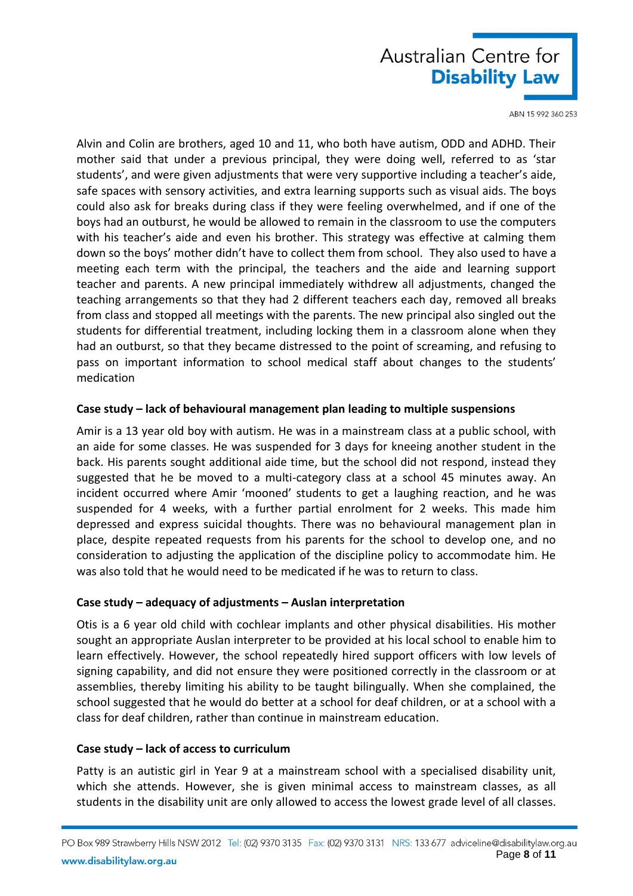Alvin and Colin are brothers, aged 10 and 11, who both have autism, ODD and ADHD. Their mother said that under a previous principal, they were doing well, referred to as 'star students', and were given adjustments that were very supportive including a teacher's aide, safe spaces with sensory activities, and extra learning supports such as visual aids. The boys could also ask for breaks during class if they were feeling overwhelmed, and if one of the boys had an outburst, he would be allowed to remain in the classroom to use the computers with his teacher's aide and even his brother. This strategy was effective at calming them down so the boys' mother didn't have to collect them from school. They also used to have a meeting each term with the principal, the teachers and the aide and learning support teacher and parents. A new principal immediately withdrew all adjustments, changed the teaching arrangements so that they had 2 different teachers each day, removed all breaks from class and stopped all meetings with the parents. The new principal also singled out the students for differential treatment, including locking them in a classroom alone when they had an outburst, so that they became distressed to the point of screaming, and refusing to pass on important information to school medical staff about changes to the students' medication

**Case study – lack of behavioural management plan leading to multiple suspensions**

Amir is a 13 year old boy with autism. He was in a mainstream class at a public school, with an aide for some classes. He was suspended for 3 days for kneeing another student in the back. His parents sought additional aide time, but the school did not respond, instead they suggested that he be moved to a multi-category class at a school 45 minutes away. An incident occurred where Amir 'mooned' students to get a laughing reaction, and he was suspended for 4 weeks, with a further partial enrolment for 2 weeks. This made him depressed and express suicidal thoughts. There was no behavioural management plan in place, despite repeated requests from his parents for the school to develop one, and no consideration to adjusting the application of the discipline policy to accommodate him. He was also told that he would need to be medicated if he was to return to class.

**Case study – adequacy of adjustments – Auslan interpretation**

Otis is a 6 year old child with cochlear implants and other physical disabilities. His mother sought an appropriate Auslan interpreter to be provided at his local school to enable him to learn effectively. However, the school repeatedly hired support officers with low levels of signing capability, and did not ensure they were positioned correctly in the classroom or at assemblies, thereby limiting his ability to be taught bilingually. When she complained, the school suggested that he would do better at a school for deaf children, or at a school with a class for deaf children, rather than continue in mainstream education.

**Case study – lack of access to curriculum**

Patty is an autistic girl in Year 9 at a mainstream school with a specialised disability unit, which she attends. However, she is given minimal access to mainstream classes, as all students in the disability unit are only allowed to access the lowest grade level of all classes.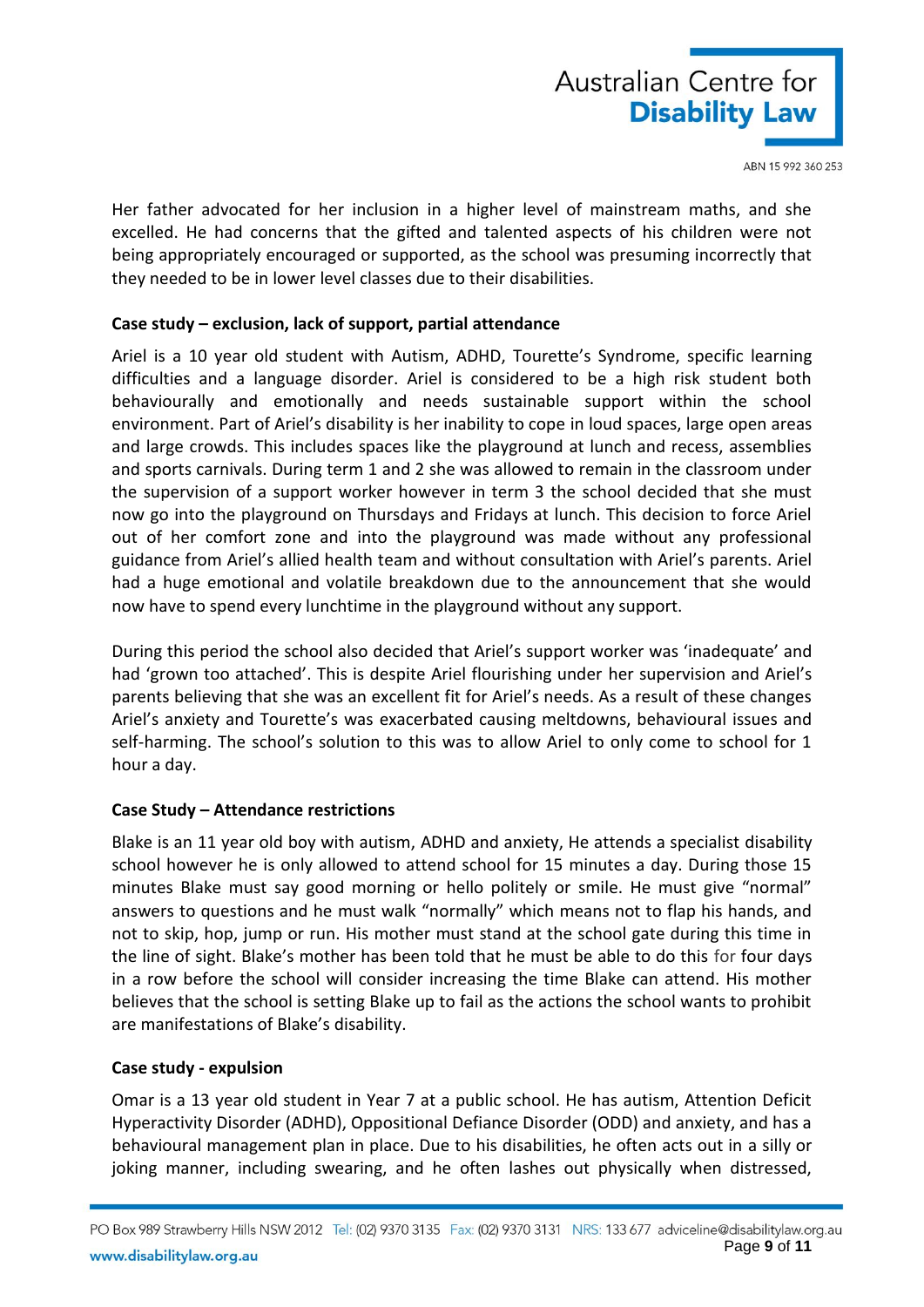Her father advocated for her inclusion in a higher level of mainstream maths, and she excelled. He had concerns that the gifted and talented aspects of his children were not being appropriately encouraged or supported, as the school was presuming incorrectly that they needed to be in lower level classes due to their disabilities.

**Case study – exclusion, lack of support, partial attendance**

Ariel is a 10 year old student with Autism, ADHD, Tourette's Syndrome, specific learning difficulties and a language disorder. Ariel is considered to be a high risk student both behaviourally and emotionally and needs sustainable support within the school environment. Part of Ariel's disability is her inability to cope in loud spaces, large open areas and large crowds. This includes spaces like the playground at lunch and recess, assemblies and sports carnivals. During term 1 and 2 she was allowed to remain in the classroom under the supervision of a support worker however in term 3 the school decided that she must now go into the playground on Thursdays and Fridays at lunch. This decision to force Ariel out of her comfort zone and into the playground was made without any professional guidance from Ariel's allied health team and without consultation with Ariel's parents. Ariel had a huge emotional and volatile breakdown due to the announcement that she would now have to spend every lunchtime in the playground without any support.

During this period the school also decided that Ariel's support worker was 'inadequate' and had 'grown too attached'. This is despite Ariel flourishing under her supervision and Ariel's parents believing that she was an excellent fit for Ariel's needs. As a result of these changes Ariel's anxiety and Tourette's was exacerbated causing meltdowns, behavioural issues and self-harming. The school's solution to this was to allow Ariel to only come to school for 1 hour a day.

**Case Study – Attendance restrictions**

Blake is an 11 year old boy with autism, ADHD and anxiety, He attends a specialist disability school however he is only allowed to attend school for 15 minutes a day. During those 15 minutes Blake must say good morning or hello politely or smile. He must give "normal" answers to questions and he must walk "normally" which means not to flap his hands, and not to skip, hop, jump or run. His mother must stand at the school gate during this time in the line of sight. Blake's mother has been told that he must be able to do this for four days in a row before the school will consider increasing the time Blake can attend. His mother believes that the school is setting Blake up to fail as the actions the school wants to prohibit are manifestations of Blake's disability.

**Case study - expulsion**

Omar is a 13 year old student in Year 7 at a public school. He has autism, Attention Deficit Hyperactivity Disorder (ADHD), Oppositional Defiance Disorder (ODD) and anxiety, and has a behavioural management plan in place. Due to his disabilities, he often acts out in a silly or joking manner, including swearing, and he often lashes out physically when distressed,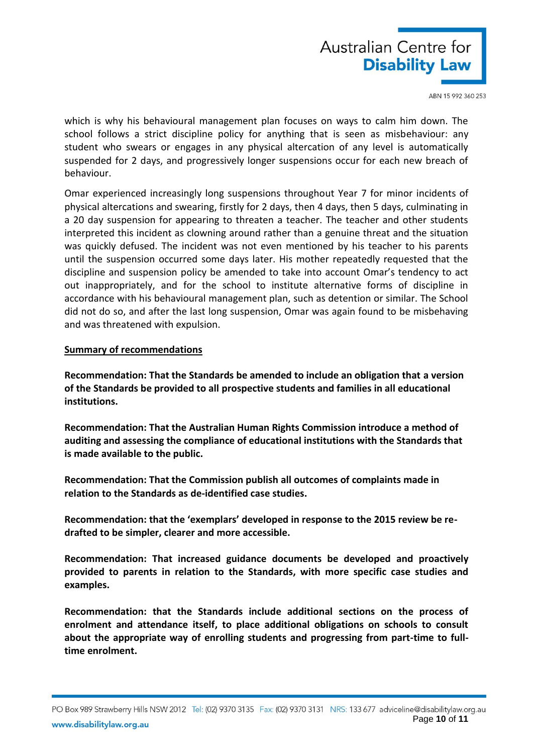which is why his behavioural management plan focuses on ways to calm him down. The school follows a strict discipline policy for anything that is seen as misbehaviour: any student who swears or engages in any physical altercation of any level is automatically suspended for 2 days, and progressively longer suspensions occur for each new breach of behaviour.

Omar experienced increasingly long suspensions throughout Year 7 for minor incidents of physical altercations and swearing, firstly for 2 days, then 4 days, then 5 days, culminating in a 20 day suspension for appearing to threaten a teacher. The teacher and other students interpreted this incident as clowning around rather than a genuine threat and the situation was quickly defused. The incident was not even mentioned by his teacher to his parents until the suspension occurred some days later. His mother repeatedly requested that the discipline and suspension policy be amended to take into account Omar's tendency to act out inappropriately, and for the school to institute alternative forms of discipline in accordance with his behavioural management plan, such as detention or similar. The School did not do so, and after the last long suspension, Omar was again found to be misbehaving and was threatened with expulsion.

<u>**Summary of recommendations**</u>

**Recommendation: That the Standards be amended to include an obligation that a version of the Standards be provided to all prospective students and families in all educational institutions.**

**Recommendation: That the Australian Human Rights Commission introduce a method of auditing and assessing the compliance of educational institutions with the Standards that is made available to the public.**

**Recommendation: That the Commission publish all outcomes of complaints made in relation to the Standards as de-identified case studies.**

**Recommendation: that the 'exemplars' developed in response to the 2015 review be re-drafted to be simpler, clearer and more accessible.**

**Recommendation: That increased guidance documents be developed and proactively provided to parents in relation to the Standards, with more specific case studies and examples.**

**Recommendation: that the Standards include additional sections on the process of enrolment and attendance itself, to place additional obligations on schools to consult about the appropriate way of enrolling students and progressing from part-time to full-time enrolment.**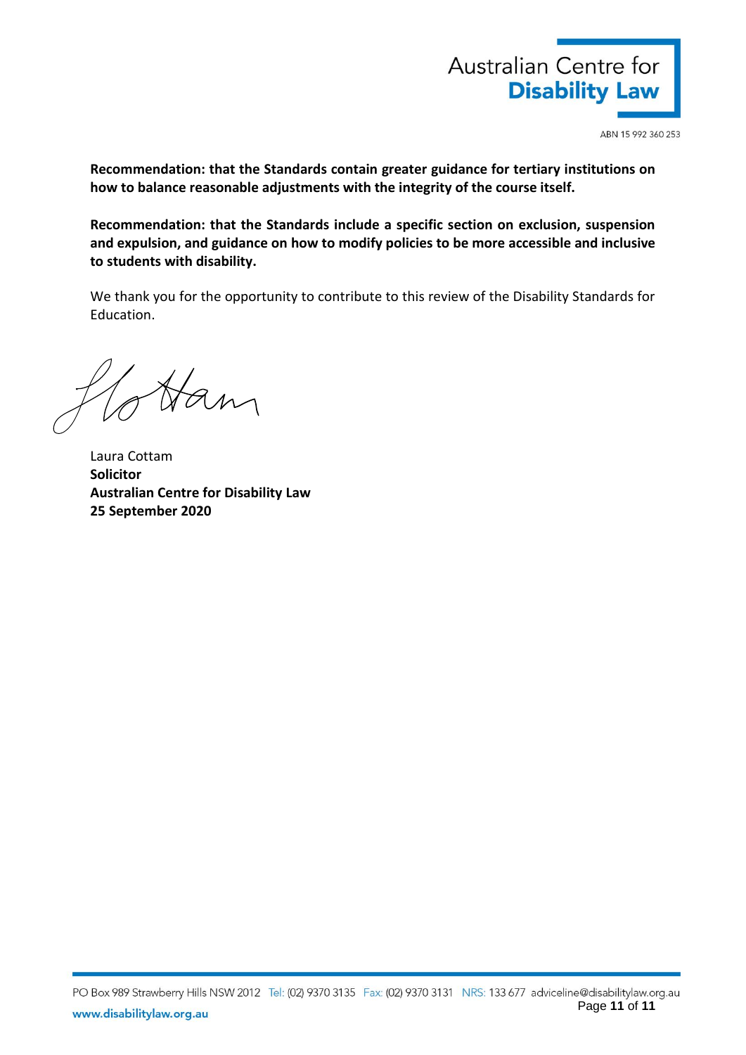**Recommendation: that the Standards contain greater guidance for tertiary institutions on how to balance reasonable adjustments with the integrity of the course itself.**

**Recommendation: that the Standards include a specific section on exclusion, suspension and expulsion, and guidance on how to modify policies to be more accessible and inclusive to students with disability.**

We thank you for the opportunity to contribute to this review of the Disability Standards for Education.

Laura Cottam
**Solicitor**
**Australian Centre for Disability Law**
**25 September 2020**